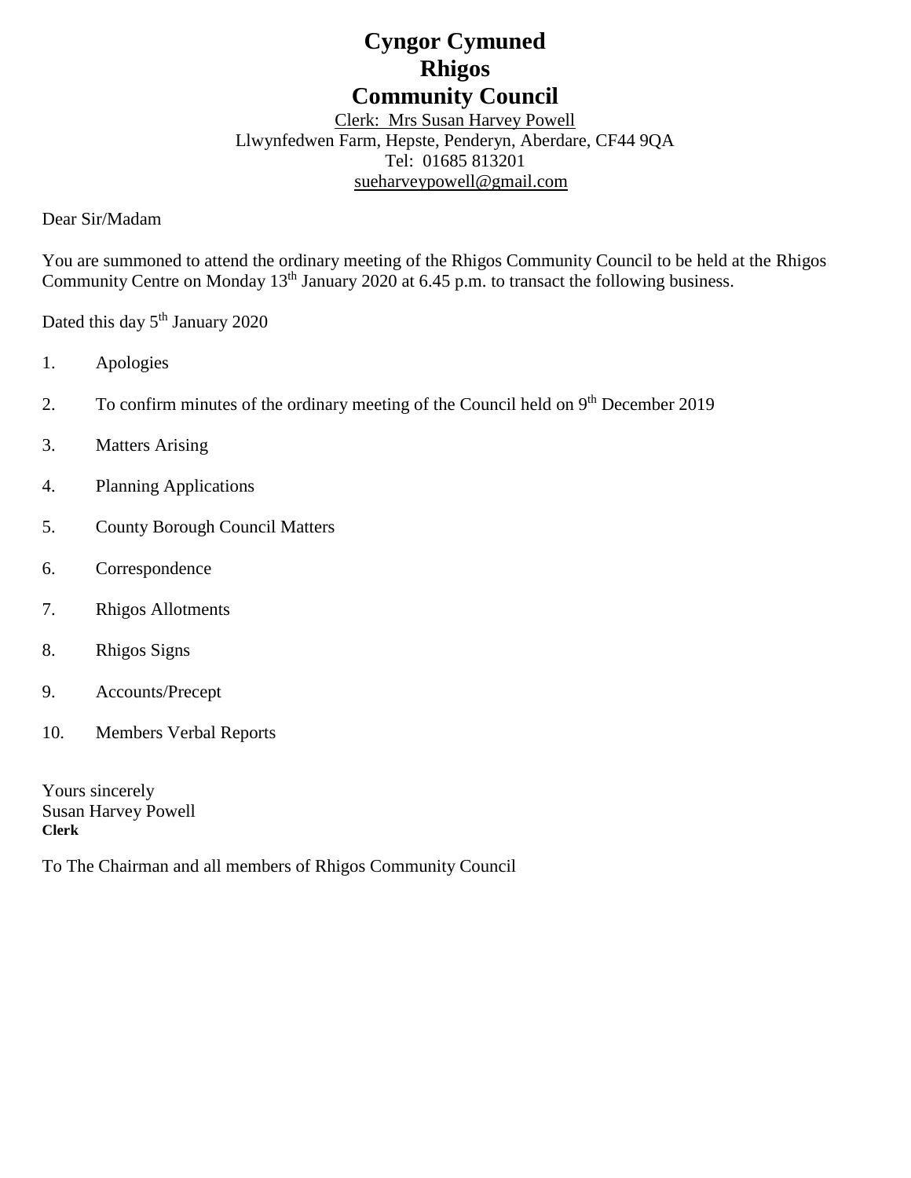# Cyngor Cymuned
# Rhigos
# Community Council

Clerk: Mrs Susan Harvey Powell
Llwynfedwen Farm, Hepste, Penderyn, Aberdare, CF44 9QA
Tel: 01685 813201
sueharveypowell@gmail.com

Dear Sir/Madam

You are summoned to attend the ordinary meeting of the Rhigos Community Council to be held at the Rhigos Community Centre on Monday 13th January 2020 at 6.45 p.m. to transact the following business.

Dated this day 5th January 2020

1. Apologies
2. To confirm minutes of the ordinary meeting of the Council held on 9th December 2019
3. Matters Arising
4. Planning Applications
5. County Borough Council Matters
6. Correspondence
7. Rhigos Allotments
8. Rhigos Signs
9. Accounts/Precept
10. Members Verbal Reports

Yours sincerely
Susan Harvey Powell
**Clerk**

To The Chairman and all members of Rhigos Community Council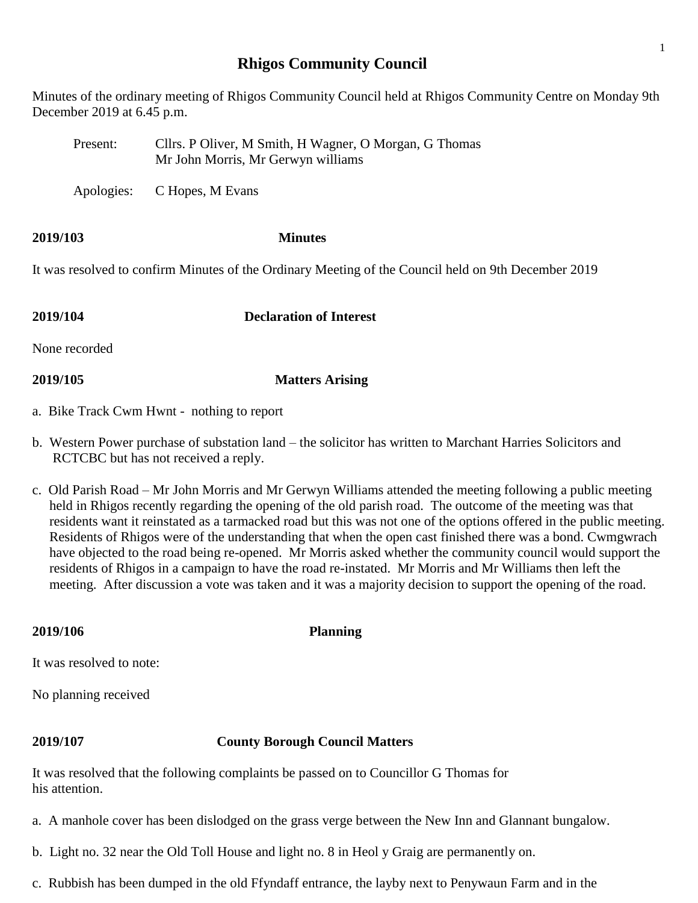# Rhigos Community Council

Minutes of the ordinary meeting of Rhigos Community Council held at Rhigos Community Centre on Monday 9th December 2019 at 6.45 p.m.

Present: Cllrs. P Oliver, M Smith, H Wagner, O Morgan, G Thomas
Mr John Morris, Mr Gerwyn williams

Apologies: C Hopes, M Evans

**2019/103 Minutes**

It was resolved to confirm Minutes of the Ordinary Meeting of the Council held on 9th December 2019

**2019/104 Declaration of Interest**

None recorded

**2019/105 Matters Arising**

a. Bike Track Cwm Hwnt - nothing to report

b. Western Power purchase of substation land – the solicitor has written to Marchant Harries Solicitors and RCTCBC but has not received a reply.

c. Old Parish Road – Mr John Morris and Mr Gerwyn Williams attended the meeting following a public meeting held in Rhigos recently regarding the opening of the old parish road. The outcome of the meeting was that residents want it reinstated as a tarmacked road but this was not one of the options offered in the public meeting. Residents of Rhigos were of the understanding that when the open cast finished there was a bond. Cwmgwrach have objected to the road being re-opened. Mr Morris asked whether the community council would support the residents of Rhigos in a campaign to have the road re-instated. Mr Morris and Mr Williams then left the meeting. After discussion a vote was taken and it was a majority decision to support the opening of the road.

**2019/106 Planning**

It was resolved to note:

No planning received

**2019/107 County Borough Council Matters**

It was resolved that the following complaints be passed on to Councillor G Thomas for his attention.

a. A manhole cover has been dislodged on the grass verge between the New Inn and Glannant bungalow.

b. Light no. 32 near the Old Toll House and light no. 8 in Heol y Graig are permanently on.

c. Rubbish has been dumped in the old Ffyndaff entrance, the layby next to Penywaun Farm and in the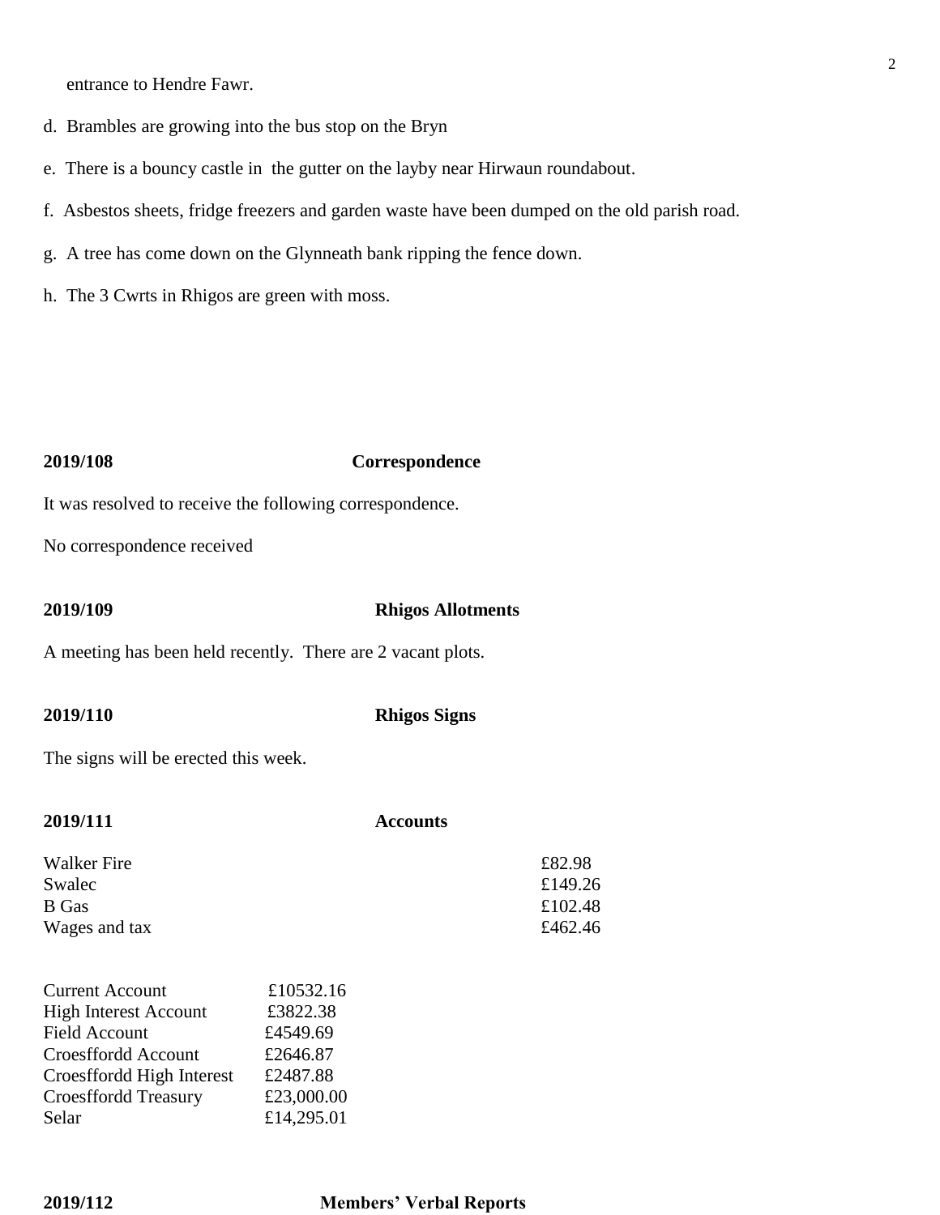entrance to Hendre Fawr.

d. Brambles are growing into the bus stop on the Bryn

e. There is a bouncy castle in the gutter on the layby near Hirwaun roundabout.

f. Asbestos sheets, fridge freezers and garden waste have been dumped on the old parish road.

g. A tree has come down on the Glynneath bank ripping the fence down.

h. The 3 Cwrts in Rhigos are green with moss.

**2019/108** **Correspondence**

It was resolved to receive the following correspondence.

No correspondence received

**2019/109** **Rhigos Allotments**

A meeting has been held recently. There are 2 vacant plots.

**2019/110** **Rhigos Signs**

The signs will be erected this week.

**2019/111** **Accounts**

| | |
|---|---|
| Walker Fire | £82.98 |
| Swalec | £149.26 |
| B Gas | £102.48 |
| Wages and tax | £462.46 |

| | |
|---|---|
| Current Account | £10532.16 |
| High Interest Account | £3822.38 |
| Field Account | £4549.69 |
| Croesffordd Account | £2646.87 |
| Croesffordd High Interest | £2487.88 |
| Croesffordd Treasury | £23,000.00 |
| Selar | £14,295.01 |

**2019/112** **Members' Verbal Reports**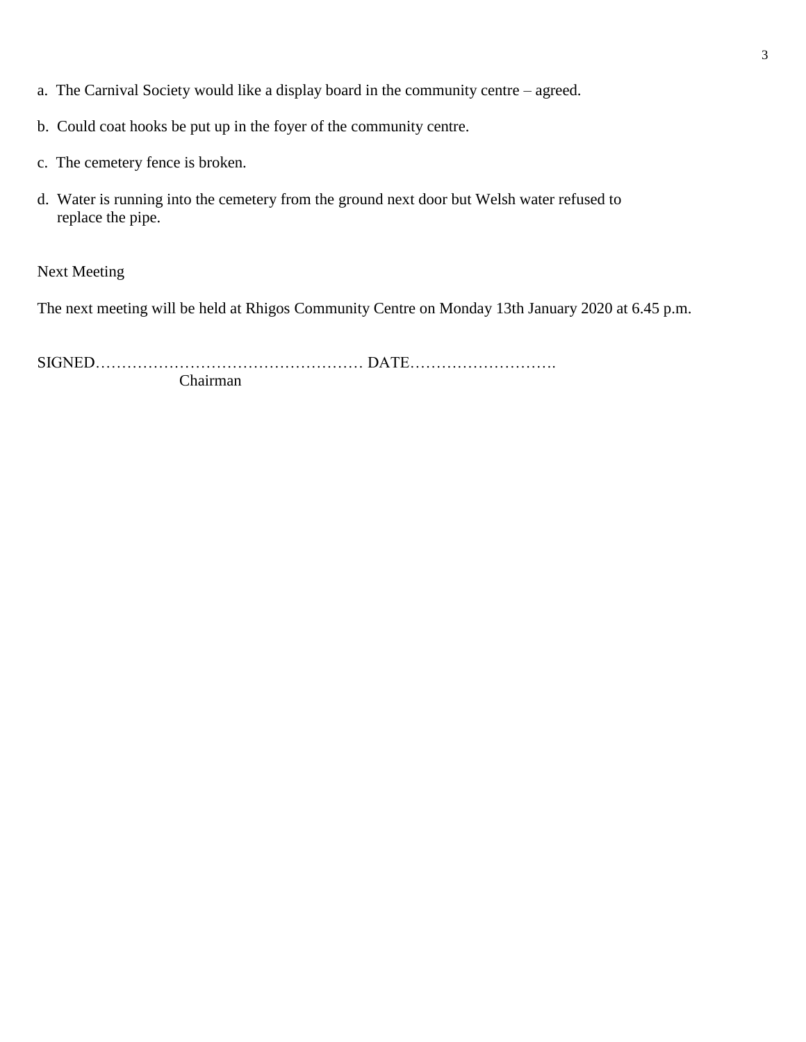a. The Carnival Society would like a display board in the community centre – agreed.

b. Could coat hooks be put up in the foyer of the community centre.

c. The cemetery fence is broken.

d. Water is running into the cemetery from the ground next door but Welsh water refused to replace the pipe.

Next Meeting

The next meeting will be held at Rhigos Community Centre on Monday 13th January 2020 at 6.45 p.m.

SIGNED…………………………………………… DATE……………………….
Chairman